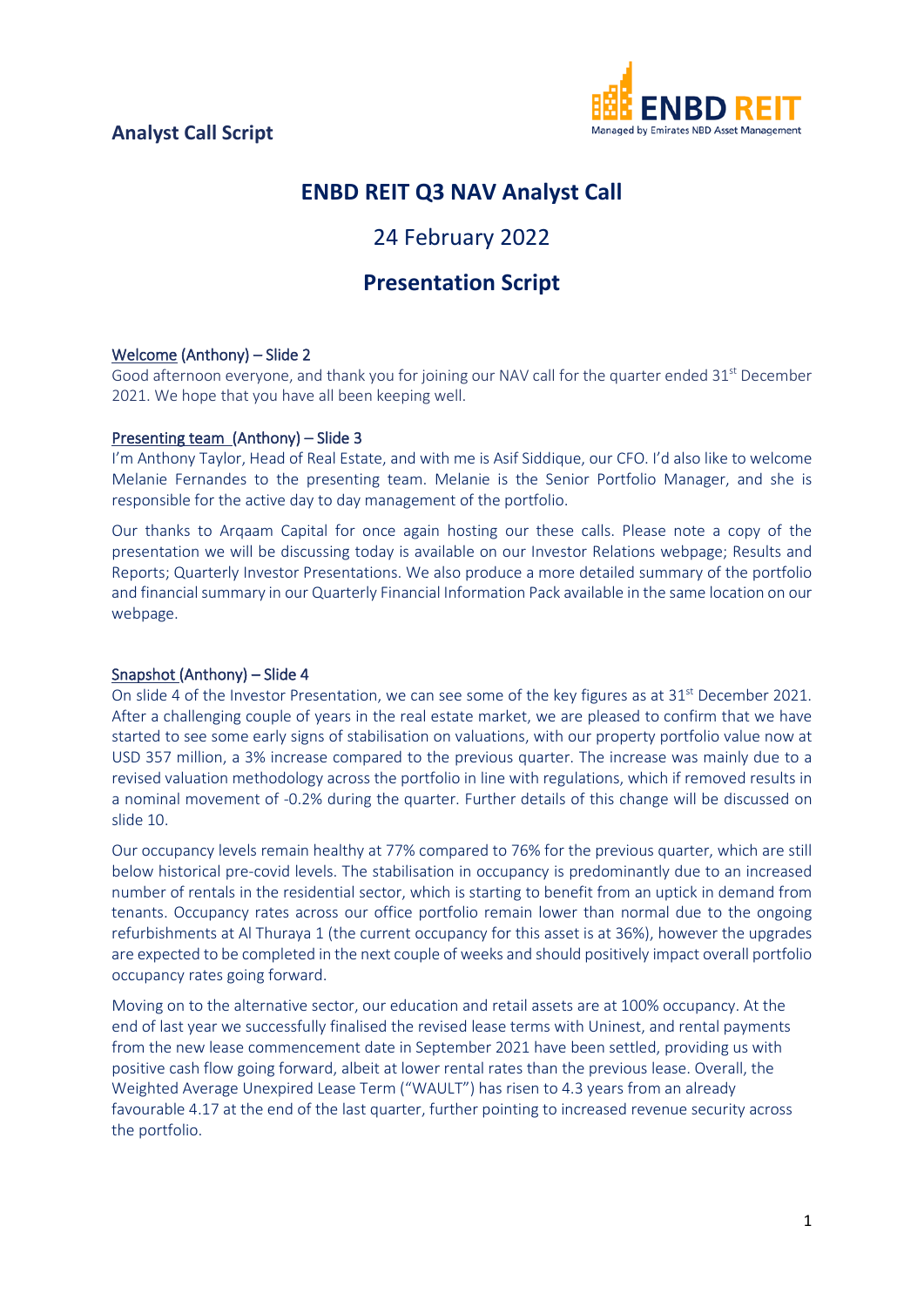**Analyst Call Script**

ENBD REIT
Managed by Emirates NBD Asset Management

# ENBD REIT Q3 NAV Analyst Call

## 24 February 2022

## Presentation Script

Welcome (Anthony) – Slide 2

Good afternoon everyone, and thank you for joining our NAV call for the quarter ended 31st December 2021. We hope that you have all been keeping well.

Presenting team (Anthony) – Slide 3

I'm Anthony Taylor, Head of Real Estate, and with me is Asif Siddique, our CFO. I'd also like to welcome Melanie Fernandes to the presenting team. Melanie is the Senior Portfolio Manager, and she is responsible for the active day to day management of the portfolio.

Our thanks to Arqaam Capital for once again hosting our these calls. Please note a copy of the presentation we will be discussing today is available on our Investor Relations webpage; Results and Reports; Quarterly Investor Presentations. We also produce a more detailed summary of the portfolio and financial summary in our Quarterly Financial Information Pack available in the same location on our webpage.

Snapshot (Anthony) – Slide 4

On slide 4 of the Investor Presentation, we can see some of the key figures as at 31st December 2021. After a challenging couple of years in the real estate market, we are pleased to confirm that we have started to see some early signs of stabilisation on valuations, with our property portfolio value now at USD 357 million, a 3% increase compared to the previous quarter. The increase was mainly due to a revised valuation methodology across the portfolio in line with regulations, which if removed results in a nominal movement of -0.2% during the quarter. Further details of this change will be discussed on slide 10.

Our occupancy levels remain healthy at 77% compared to 76% for the previous quarter, which are still below historical pre-covid levels. The stabilisation in occupancy is predominantly due to an increased number of rentals in the residential sector, which is starting to benefit from an uptick in demand from tenants. Occupancy rates across our office portfolio remain lower than normal due to the ongoing refurbishments at Al Thuraya 1 (the current occupancy for this asset is at 36%), however the upgrades are expected to be completed in the next couple of weeks and should positively impact overall portfolio occupancy rates going forward.

Moving on to the alternative sector, our education and retail assets are at 100% occupancy. At the end of last year we successfully finalised the revised lease terms with Uninest, and rental payments from the new lease commencement date in September 2021 have been settled, providing us with positive cash flow going forward, albeit at lower rental rates than the previous lease. Overall, the Weighted Average Unexpired Lease Term ("WAULT") has risen to 4.3 years from an already favourable 4.17 at the end of the last quarter, further pointing to increased revenue security across the portfolio.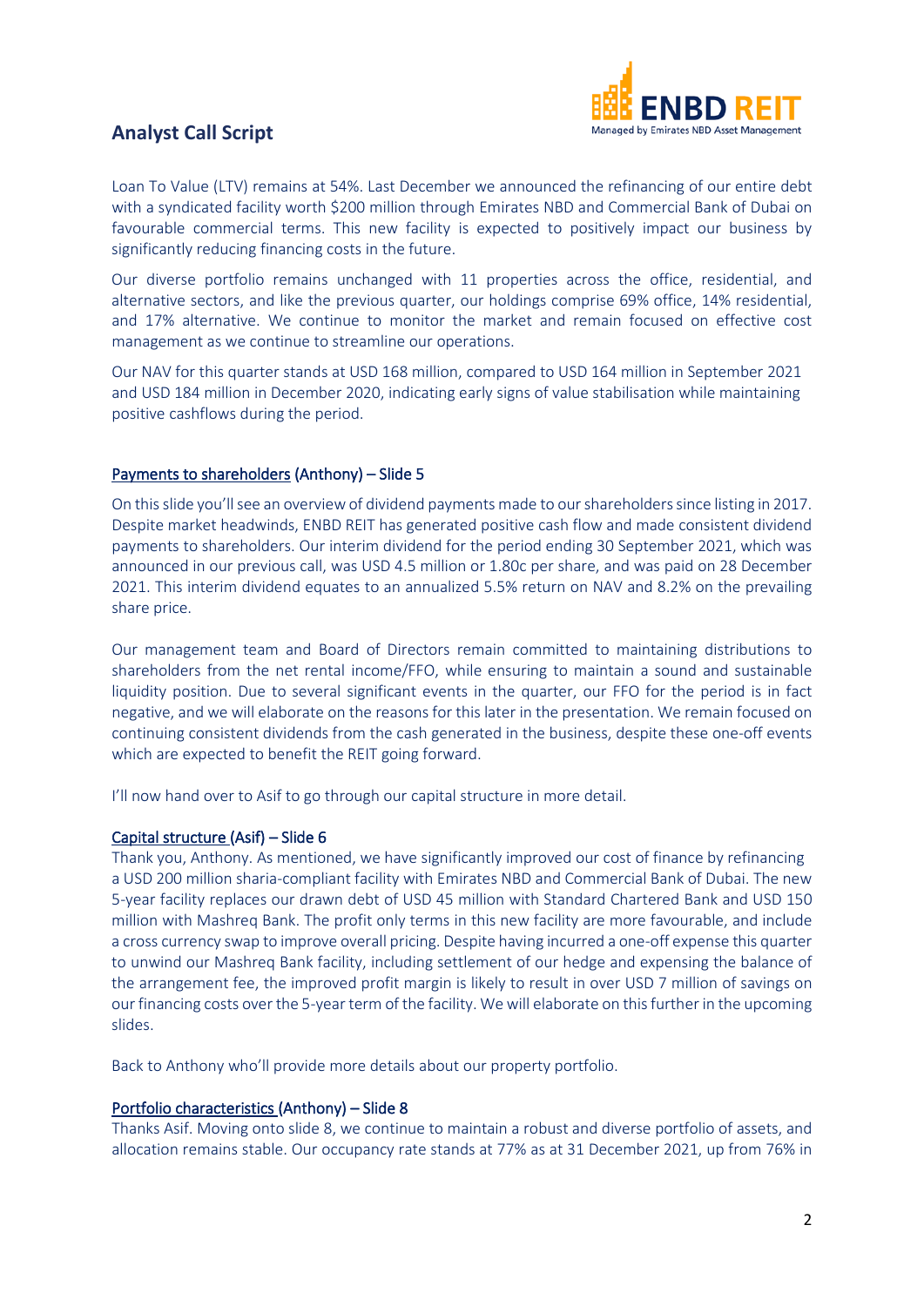Loan To Value (LTV) remains at 54%. Last December we announced the refinancing of our entire debt with a syndicated facility worth $200 million through Emirates NBD and Commercial Bank of Dubai on favourable commercial terms. This new facility is expected to positively impact our business by significantly reducing financing costs in the future.

Our diverse portfolio remains unchanged with 11 properties across the office, residential, and alternative sectors, and like the previous quarter, our holdings comprise 69% office, 14% residential, and 17% alternative. We continue to monitor the market and remain focused on effective cost management as we continue to streamline our operations.

Our NAV for this quarter stands at USD 168 million, compared to USD 164 million in September 2021 and USD 184 million in December 2020, indicating early signs of value stabilisation while maintaining positive cashflows during the period.

#### Payments to shareholders (Anthony) – Slide 5

On this slide you'll see an overview of dividend payments made to our shareholders since listing in 2017. Despite market headwinds, ENBD REIT has generated positive cash flow and made consistent dividend payments to shareholders. Our interim dividend for the period ending 30 September 2021, which was announced in our previous call, was USD 4.5 million or 1.80c per share, and was paid on 28 December 2021. This interim dividend equates to an annualized 5.5% return on NAV and 8.2% on the prevailing share price.

Our management team and Board of Directors remain committed to maintaining distributions to shareholders from the net rental income/FFO, while ensuring to maintain a sound and sustainable liquidity position. Due to several significant events in the quarter, our FFO for the period is in fact negative, and we will elaborate on the reasons for this later in the presentation. We remain focused on continuing consistent dividends from the cash generated in the business, despite these one-off events which are expected to benefit the REIT going forward.

I'll now hand over to Asif to go through our capital structure in more detail.

#### Capital structure (Asif) – Slide 6

Thank you, Anthony. As mentioned, we have significantly improved our cost of finance by refinancing a USD 200 million sharia-compliant facility with Emirates NBD and Commercial Bank of Dubai. The new 5-year facility replaces our drawn debt of USD 45 million with Standard Chartered Bank and USD 150 million with Mashreq Bank. The profit only terms in this new facility are more favourable, and include a cross currency swap to improve overall pricing. Despite having incurred a one-off expense this quarter to unwind our Mashreq Bank facility, including settlement of our hedge and expensing the balance of the arrangement fee, the improved profit margin is likely to result in over USD 7 million of savings on our financing costs over the 5-year term of the facility. We will elaborate on this further in the upcoming slides.

Back to Anthony who'll provide more details about our property portfolio.

#### Portfolio characteristics (Anthony) – Slide 8

Thanks Asif. Moving onto slide 8, we continue to maintain a robust and diverse portfolio of assets, and allocation remains stable. Our occupancy rate stands at 77% as at 31 December 2021, up from 76% in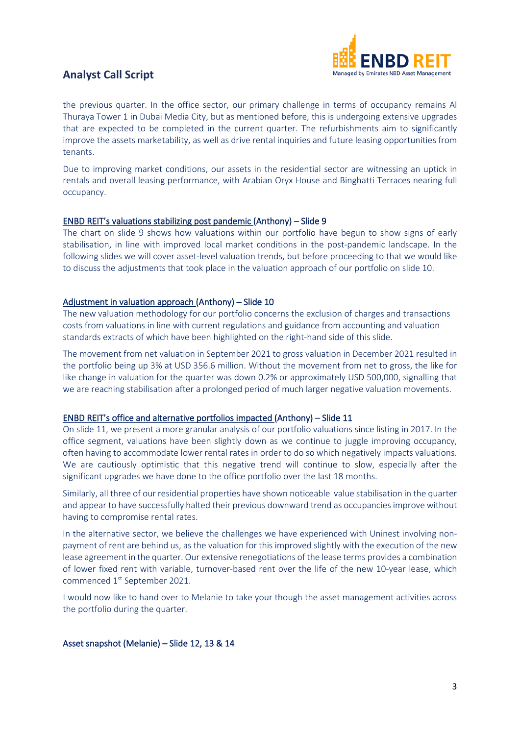the previous quarter. In the office sector, our primary challenge in terms of occupancy remains Al Thuraya Tower 1 in Dubai Media City, but as mentioned before, this is undergoing extensive upgrades that are expected to be completed in the current quarter. The refurbishments aim to significantly improve the assets marketability, as well as drive rental inquiries and future leasing opportunities from tenants.

Due to improving market conditions, our assets in the residential sector are witnessing an uptick in rentals and overall leasing performance, with Arabian Oryx House and Binghatti Terraces nearing full occupancy.

**ENBD REIT's valuations stabilizing post pandemic (Anthony) – Slide 9**

The chart on slide 9 shows how valuations within our portfolio have begun to show signs of early stabilisation, in line with improved local market conditions in the post-pandemic landscape. In the following slides we will cover asset-level valuation trends, but before proceeding to that we would like to discuss the adjustments that took place in the valuation approach of our portfolio on slide 10.

**Adjustment in valuation approach (Anthony) – Slide 10**

The new valuation methodology for our portfolio concerns the exclusion of charges and transactions costs from valuations in line with current regulations and guidance from accounting and valuation standards extracts of which have been highlighted on the right-hand side of this slide.

The movement from net valuation in September 2021 to gross valuation in December 2021 resulted in the portfolio being up 3% at USD 356.6 million. Without the movement from net to gross, the like for like change in valuation for the quarter was down 0.2% or approximately USD 500,000, signalling that we are reaching stabilisation after a prolonged period of much larger negative valuation movements.

**ENBD REIT's office and alternative portfolios impacted (Anthony) – Slide 11**

On slide 11, we present a more granular analysis of our portfolio valuations since listing in 2017. In the office segment, valuations have been slightly down as we continue to juggle improving occupancy, often having to accommodate lower rental rates in order to do so which negatively impacts valuations. We are cautiously optimistic that this negative trend will continue to slow, especially after the significant upgrades we have done to the office portfolio over the last 18 months.

Similarly, all three of our residential properties have shown noticeable value stabilisation in the quarter and appear to have successfully halted their previous downward trend as occupancies improve without having to compromise rental rates.

In the alternative sector, we believe the challenges we have experienced with Uninest involving non-payment of rent are behind us, as the valuation for this improved slightly with the execution of the new lease agreement in the quarter. Our extensive renegotiations of the lease terms provides a combination of lower fixed rent with variable, turnover-based rent over the life of the new 10-year lease, which commenced 1st September 2021.

I would now like to hand over to Melanie to take your though the asset management activities across the portfolio during the quarter.

**Asset snapshot (Melanie) – Slide 12, 13 & 14**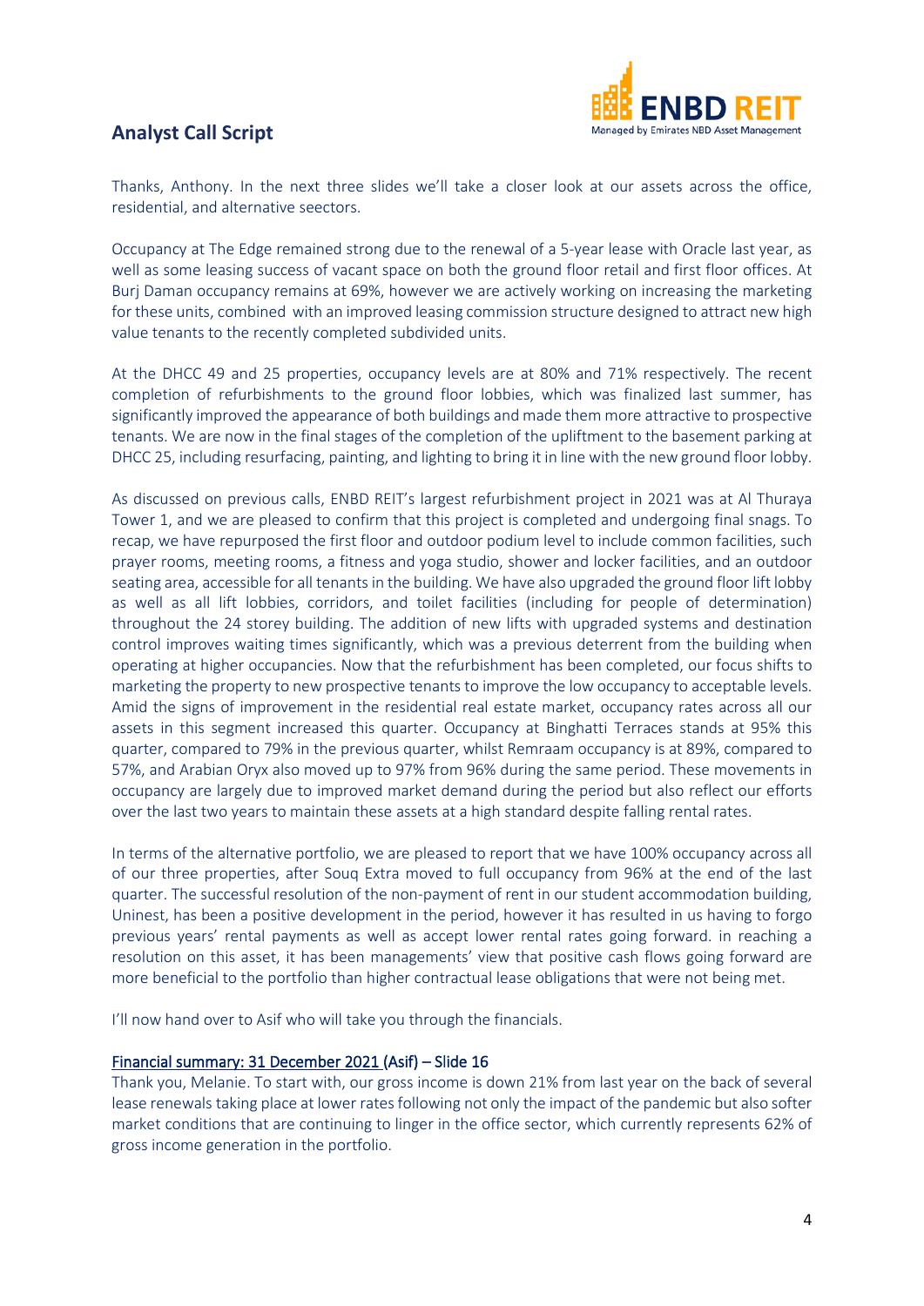Thanks, Anthony. In the next three slides we'll take a closer look at our assets across the office, residential, and alternative seectors.

Occupancy at The Edge remained strong due to the renewal of a 5-year lease with Oracle last year, as well as some leasing success of vacant space on both the ground floor retail and first floor offices. At Burj Daman occupancy remains at 69%, however we are actively working on increasing the marketing for these units, combined with an improved leasing commission structure designed to attract new high value tenants to the recently completed subdivided units.

At the DHCC 49 and 25 properties, occupancy levels are at 80% and 71% respectively. The recent completion of refurbishments to the ground floor and outdoor podium level to the ground floor lobbies, which was finalized last summer, has significantly improved the appearance of both buildings and made them more attractive to prospective tenants. We are now in the final stages of the completion of the upliftment to the basement parking at DHCC 25, including resurfacing, painting, and lighting to bring it in line with the new ground floor lobby.

As discussed on previous calls, ENBD REIT's largest refurbishment project in 2021 was at Al Thuraya Tower 1, and we are pleased to confirm that this project is completed and undergoing final snags. To recap, we have repurposed the first floor and outdoor podium level to include common facilities, such prayer rooms, meeting rooms, a fitness and yoga studio, shower and locker facilities, and an outdoor seating area, accessible for all tenants in the building. We have also upgraded the ground floor lift lobby as well as all lift lobbies, corridors, and toilet facilities (including for people of determination) throughout the 24 storey building. The addition of new lifts with upgraded systems and destination control improves waiting times significantly, which was a previous deterrent from the building when operating at higher occupancies. Now that the refurbishment has been completed, our focus shifts to marketing the property to new prospective tenants to improve the low occupancy to acceptable levels. Amid the signs of improvement in the residential real estate market, occupancy rates across all our assets in this segment increased this quarter. Occupancy at Binghatti Terraces stands at 95% this quarter, compared to 79% in the previous quarter, whilst Remraam occupancy is at 89%, compared to 57%, and Arabian Oryx also moved up to 97% from 96% during the same period. These movements in occupancy are largely due to improved market demand during the period but also reflect our efforts over the last two years to maintain these assets at a high standard despite falling rental rates.

In terms of the alternative portfolio, we are pleased to report that we have 100% occupancy across all of our three properties, after Souq Extra moved to full occupancy from 96% at the end of the last quarter. The successful resolution of the non-payment of rent in our student accommodation building, Uninest, has been a positive development in the period, however it has resulted in us having to forgo previous years' rental payments as well as accept lower rental rates going forward. in reaching a resolution on this asset, it has been managements' view that positive cash flows going forward are more beneficial to the portfolio than higher contractual lease obligations that were not being met.

I'll now hand over to Asif who will take you through the financials.

**Financial summary: 31 December 2021 (Asif) – Slide 16**

Thank you, Melanie. To start with, our gross income is down 21% from last year on the back of several lease renewals taking place at lower rates following not only the impact of the pandemic but also softer market conditions that are continuing to linger in the office sector, which currently represents 62% of gross income generation in the portfolio.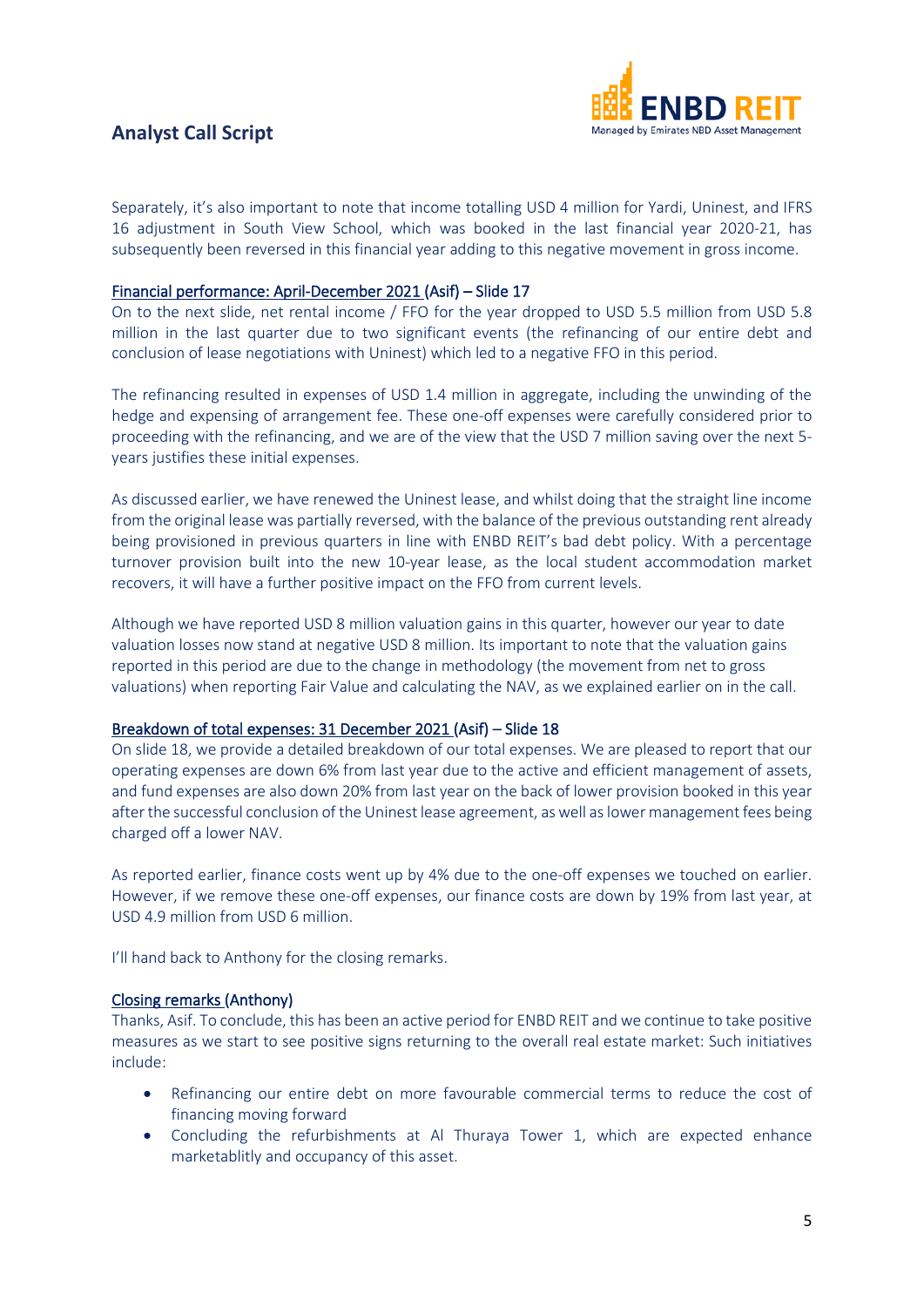Separately, it's also important to note that income totalling USD 4 million for Yardi, Uninest, and IFRS 16 adjustment in South View School, which was booked in the last financial year 2020-21, has subsequently been reversed in this financial year adding to this negative movement in gross income.

## Financial performance: April-December 2021 (Asif) – Slide 17

On to the next slide, net rental income / FFO for the year dropped to USD 5.5 million from USD 5.8 million in the last quarter due to two significant events (the refinancing of our entire debt and conclusion of lease negotiations with Uninest) which led to a negative FFO in this period.

The refinancing resulted in expenses of USD 1.4 million in aggregate, including the unwinding of the hedge and expensing of arrangement fee. These one-off expenses were carefully considered prior to proceeding with the refinancing, and we are of the view that the USD 7 million saving over the next 5-years justifies these initial expenses.

As discussed earlier, we have renewed the Uninest lease, and whilst doing that the straight line income from the original lease was partially reversed, with the balance of the previous outstanding rent already being provisioned in previous quarters in line with ENBD REIT's bad debt policy. With a percentage turnover provision built into the new 10-year lease, as the local student accommodation market recovers, it will have a further positive impact on the FFO from current levels.

Although we have reported USD 8 million valuation gains in this quarter, however our year to date valuation losses now stand at negative USD 8 million. Its important to note that the valuation gains reported in this period are due to the change in methodology (the movement from net to gross valuations) when reporting Fair Value and calculating the NAV, as we explained earlier on in the call.

## Breakdown of total expenses: 31 December 2021 (Asif) – Slide 18

On slide 18, we provide a detailed breakdown of our total expenses. We are pleased to report that our operating expenses are down 6% from last year due to the active and efficient management of assets, and fund expenses are also down 20% from last year on the back of lower provision booked in this year after the successful conclusion of the Uninest lease agreement, as well as lower management fees being charged off a lower NAV.

As reported earlier, finance costs went up by 4% due to the one-off expenses we touched on earlier. However, if we remove these one-off expenses, our finance costs are down by 19% from last year, at USD 4.9 million from USD 6 million.

I'll hand back to Anthony for the closing remarks.

## Closing remarks (Anthony)

Thanks, Asif. To conclude, this has been an active period for ENBD REIT and we continue to take positive measures as we start to see positive signs returning to the overall real estate market: Such initiatives include:

- Refinancing our entire debt on more favourable commercial terms to reduce the cost of financing moving forward
- Concluding the refurbishments at Al Thuraya Tower 1, which are expected enhance marketablitly and occupancy of this asset.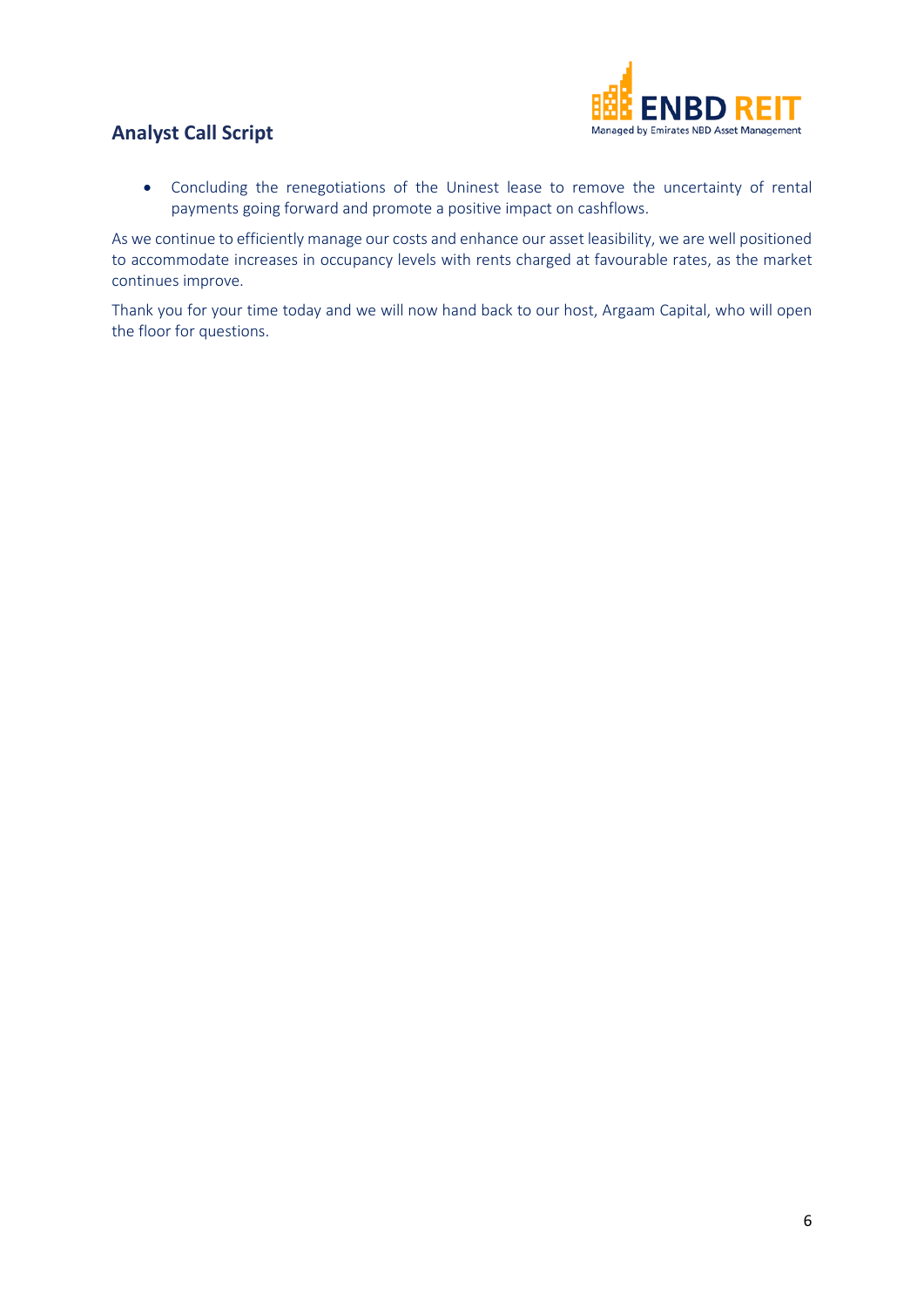- Concluding the renegotiations of the Uninest lease to remove the uncertainty of rental payments going forward and promote a positive impact on cashflows.

As we continue to efficiently manage our costs and enhance our asset leasibility, we are well positioned to accommodate increases in occupancy levels with rents charged at favourable rates, as the market continues improve.

Thank you for your time today and we will now hand back to our host, Argaam Capital, who will open the floor for questions.